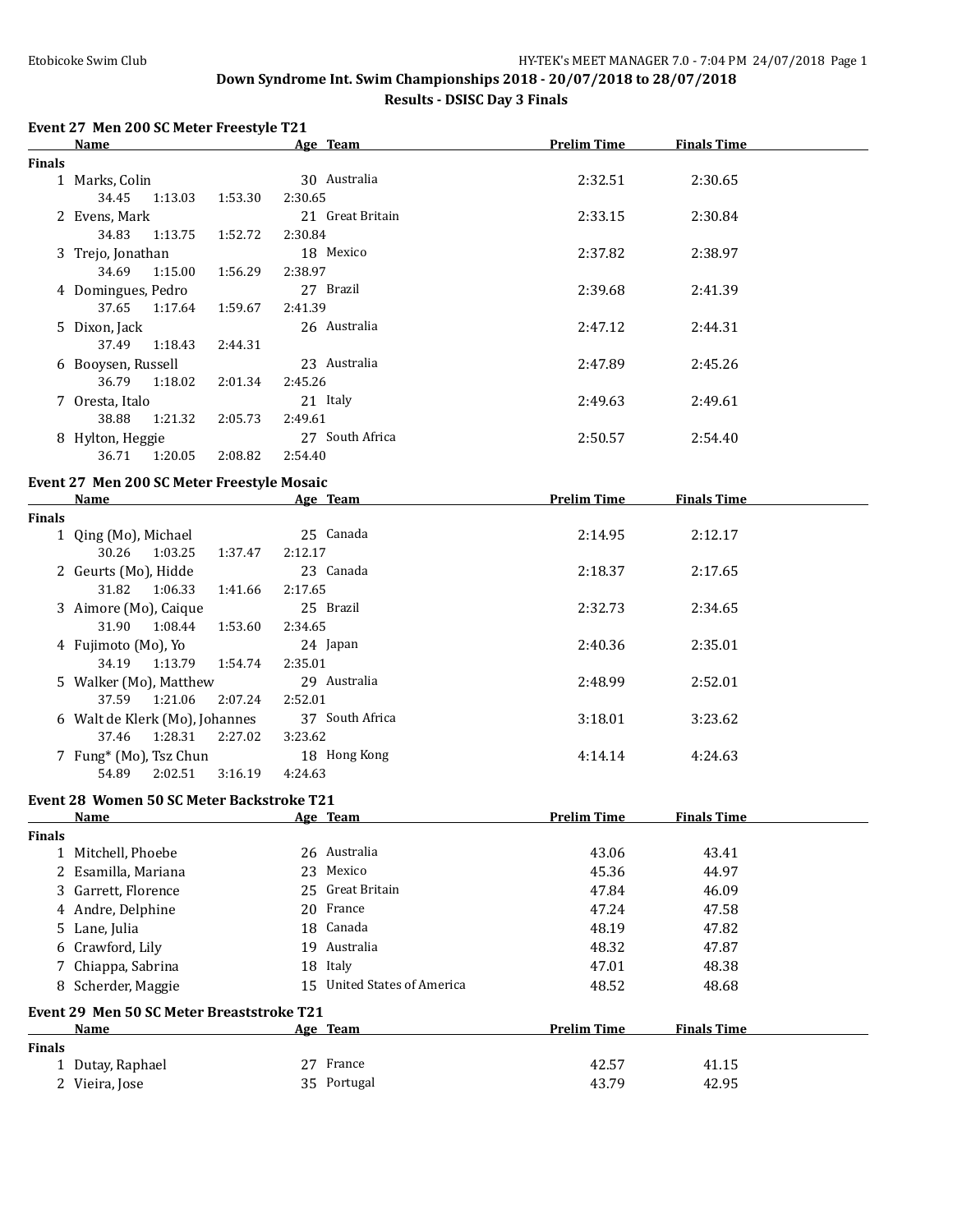Etobicoke Swim Club

## Down Syndrome Int. Swim Championships 2018 - 20/07/2018 to 28/07/2018

### Results - DSISC Day 3 Finals

#### Event 27 Men 200 SC Meter Freestyle T21

| | Name | Age | Team | Prelim Time | Finals Time |
|---|---|---|---|---|---|
| **Finals** | | | | | |
| 1 | Marks, Colin | 30 | Australia | 2:32.51 | 2:30.65 |
| | 34.45 1:13.03 1:53.30 2:30.65 | | | | |
| 2 | Evens, Mark | 21 | Great Britain | 2:33.15 | 2:30.84 |
| | 34.83 1:13.75 1:52.72 2:30.84 | | | | |
| 3 | Trejo, Jonathan | 18 | Mexico | 2:37.82 | 2:38.97 |
| | 34.69 1:15.00 1:56.29 2:38.97 | | | | |
| 4 | Domingues, Pedro | 27 | Brazil | 2:39.68 | 2:41.39 |
| | 37.65 1:17.64 1:59.67 2:41.39 | | | | |
| 5 | Dixon, Jack | 26 | Australia | 2:47.12 | 2:44.31 |
| | 37.49 1:18.43 2:44.31 | | | | |
| 6 | Booysen, Russell | 23 | Australia | 2:47.89 | 2:45.26 |
| | 36.79 1:18.02 2:01.34 2:45.26 | | | | |
| 7 | Oresta, Italo | 21 | Italy | 2:49.63 | 2:49.61 |
| | 38.88 1:21.32 2:05.73 2:49.61 | | | | |
| 8 | Hylton, Heggie | 27 | South Africa | 2:50.57 | 2:54.40 |
| | 36.71 1:20.05 2:08.82 2:54.40 | | | | |

#### Event 27 Men 200 SC Meter Freestyle Mosaic

| | Name | Age | Team | Prelim Time | Finals Time |
|---|---|---|---|---|---|
| **Finals** | | | | | |
| 1 | Qing (Mo), Michael | 25 | Canada | 2:14.95 | 2:12.17 |
| | 30.26 1:03.25 1:37.47 2:12.17 | | | | |
| 2 | Geurts (Mo), Hidde | 23 | Canada | 2:18.37 | 2:17.65 |
| | 31.82 1:06.33 1:41.66 2:17.65 | | | | |
| 3 | Aimore (Mo), Caique | 25 | Brazil | 2:32.73 | 2:34.65 |
| | 31.90 1:08.44 1:53.60 2:34.65 | | | | |
| 4 | Fujimoto (Mo), Yo | 24 | Japan | 2:40.36 | 2:35.01 |
| | 34.19 1:13.79 1:54.74 2:35.01 | | | | |
| 5 | Walker (Mo), Matthew | 29 | Australia | 2:48.99 | 2:52.01 |
| | 37.59 1:21.06 2:07.24 2:52.01 | | | | |
| 6 | Walt de Klerk (Mo), Johannes | 37 | South Africa | 3:18.01 | 3:23.62 |
| | 37.46 1:28.31 2:27.02 3:23.62 | | | | |
| 7 | Fung* (Mo), Tsz Chun | 18 | Hong Kong | 4:14.14 | 4:24.63 |
| | 54.89 2:02.51 3:16.19 4:24.63 | | | | |

#### Event 28 Women 50 SC Meter Backstroke T21

| | Name | Age | Team | Prelim Time | Finals Time |
|---|---|---|---|---|---|
| **Finals** | | | | | |
| 1 | Mitchell, Phoebe | 26 | Australia | 43.06 | 43.41 |
| 2 | Esamilla, Mariana | 23 | Mexico | 45.36 | 44.97 |
| 3 | Garrett, Florence | 25 | Great Britain | 47.84 | 46.09 |
| 4 | Andre, Delphine | 20 | France | 47.24 | 47.58 |
| 5 | Lane, Julia | 18 | Canada | 48.19 | 47.82 |
| 6 | Crawford, Lily | 19 | Australia | 48.32 | 47.87 |
| 7 | Chiappa, Sabrina | 18 | Italy | 47.01 | 48.38 |
| 8 | Scherder, Maggie | 15 | United States of America | 48.52 | 48.68 |

#### Event 29 Men 50 SC Meter Breaststroke T21

| | Name | Age | Team | Prelim Time | Finals Time |
|---|---|---|---|---|---|
| **Finals** | | | | | |
| 1 | Dutay, Raphael | 27 | France | 42.57 | 41.15 |
| 2 | Vieira, Jose | 35 | Portugal | 43.79 | 42.95 |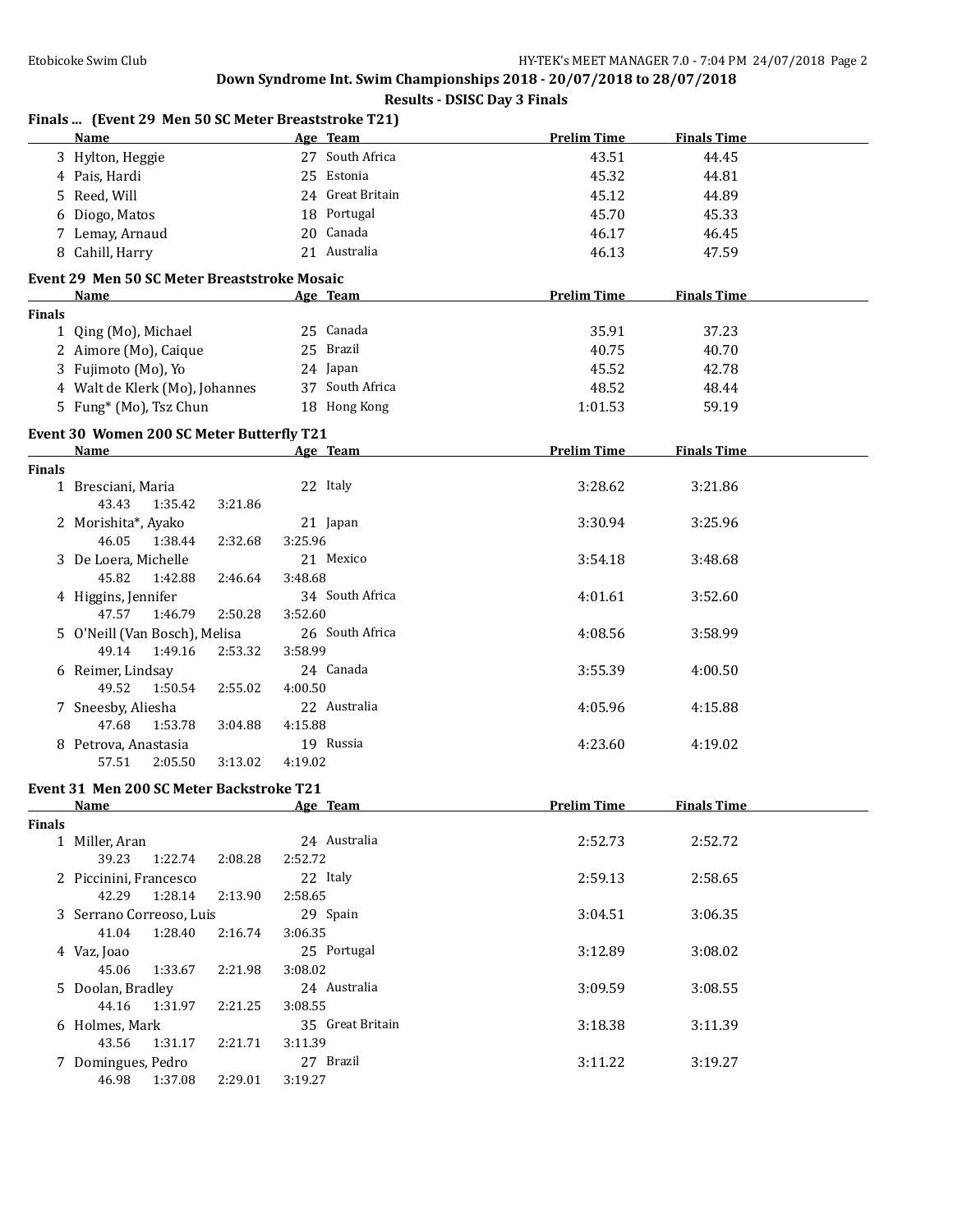**Down Syndrome Int. Swim Championships 2018 - 20/07/2018 to 28/07/2018**

**Results - DSISC Day 3 Finals**

## Finals ... (Event 29 Men 50 SC Meter Breaststroke T21)

| | Name | Age | Team | Prelim Time | Finals Time |
|---|---|---|---|---|---|
| 3 | Hylton, Heggie | 27 | South Africa | 43.51 | 44.45 |
| 4 | Pais, Hardi | 25 | Estonia | 45.32 | 44.81 |
| 5 | Reed, Will | 24 | Great Britain | 45.12 | 44.89 |
| 6 | Diogo, Matos | 18 | Portugal | 45.70 | 45.33 |
| 7 | Lemay, Arnaud | 20 | Canada | 46.17 | 46.45 |
| 8 | Cahill, Harry | 21 | Australia | 46.13 | 47.59 |

## Event 29 Men 50 SC Meter Breaststroke Mosaic

**Finals**

| | Name | Age | Team | Prelim Time | Finals Time |
|---|---|---|---|---|---|
| 1 | Qing (Mo), Michael | 25 | Canada | 35.91 | 37.23 |
| 2 | Aimore (Mo), Caique | 25 | Brazil | 40.75 | 40.70 |
| 3 | Fujimoto (Mo), Yo | 24 | Japan | 45.52 | 42.78 |
| 4 | Walt de Klerk (Mo), Johannes | 37 | South Africa | 48.52 | 48.44 |
| 5 | Fung* (Mo), Tsz Chun | 18 | Hong Kong | 1:01.53 | 59.19 |

## Event 30 Women 200 SC Meter Butterfly T21

**Finals**

| | Name | Age | Team | Prelim Time | Finals Time |
|---|---|---|---|---|---|
| 1 | Bresciani, Maria | 22 | Italy | 3:28.62 | 3:21.86 |
| | 43.43 &nbsp; 1:35.42 &nbsp; 3:21.86 | | | | |
| 2 | Morishita*, Ayako | 21 | Japan | 3:30.94 | 3:25.96 |
| | 46.05 &nbsp; 1:38.44 &nbsp; 2:32.68 &nbsp; 3:25.96 | | | | |
| 3 | De Loera, Michelle | 21 | Mexico | 3:54.18 | 3:48.68 |
| | 45.82 &nbsp; 1:42.88 &nbsp; 2:46.64 &nbsp; 3:48.68 | | | | |
| 4 | Higgins, Jennifer | 34 | South Africa | 4:01.61 | 3:52.60 |
| | 47.57 &nbsp; 1:46.79 &nbsp; 2:50.28 &nbsp; 3:52.60 | | | | |
| 5 | O'Neill (Van Bosch), Melisa | 26 | South Africa | 4:08.56 | 3:58.99 |
| | 49.14 &nbsp; 1:49.16 &nbsp; 2:53.32 &nbsp; 3:58.99 | | | | |
| 6 | Reimer, Lindsay | 24 | Canada | 3:55.39 | 4:00.50 |
| | 49.52 &nbsp; 1:50.54 &nbsp; 2:55.02 &nbsp; 4:00.50 | | | | |
| 7 | Sneesby, Aliesha | 22 | Australia | 4:05.96 | 4:15.88 |
| | 47.68 &nbsp; 1:53.78 &nbsp; 3:04.88 &nbsp; 4:15.88 | | | | |
| 8 | Petrova, Anastasia | 19 | Russia | 4:23.60 | 4:19.02 |
| | 57.51 &nbsp; 2:05.50 &nbsp; 3:13.02 &nbsp; 4:19.02 | | | | |

## Event 31 Men 200 SC Meter Backstroke T21

**Finals**

| | Name | Age | Team | Prelim Time | Finals Time |
|---|---|---|---|---|---|
| 1 | Miller, Aran | 24 | Australia | 2:52.73 | 2:52.72 |
| | 39.23 &nbsp; 1:22.74 &nbsp; 2:08.28 &nbsp; 2:52.72 | | | | |
| 2 | Piccinini, Francesco | 22 | Italy | 2:59.13 | 2:58.65 |
| | 42.29 &nbsp; 1:28.14 &nbsp; 2:13.90 &nbsp; 2:58.65 | | | | |
| 3 | Serrano Correoso, Luis | 29 | Spain | 3:04.51 | 3:06.35 |
| | 41.04 &nbsp; 1:28.40 &nbsp; 2:16.74 &nbsp; 3:06.35 | | | | |
| 4 | Vaz, Joao | 25 | Portugal | 3:12.89 | 3:08.02 |
| | 45.06 &nbsp; 1:33.67 &nbsp; 2:21.98 &nbsp; 3:08.02 | | | | |
| 5 | Doolan, Bradley | 24 | Australia | 3:09.59 | 3:08.55 |
| | 44.16 &nbsp; 1:31.97 &nbsp; 2:21.25 &nbsp; 3:08.55 | | | | |
| 6 | Holmes, Mark | 35 | Great Britain | 3:18.38 | 3:11.39 |
| | 43.56 &nbsp; 1:31.17 &nbsp; 2:21.71 &nbsp; 3:11.39 | | | | |
| 7 | Domingues, Pedro | 27 | Brazil | 3:11.22 | 3:19.27 |
| | 46.98 &nbsp; 1:37.08 &nbsp; 2:29.01 &nbsp; 3:19.27 | | | | |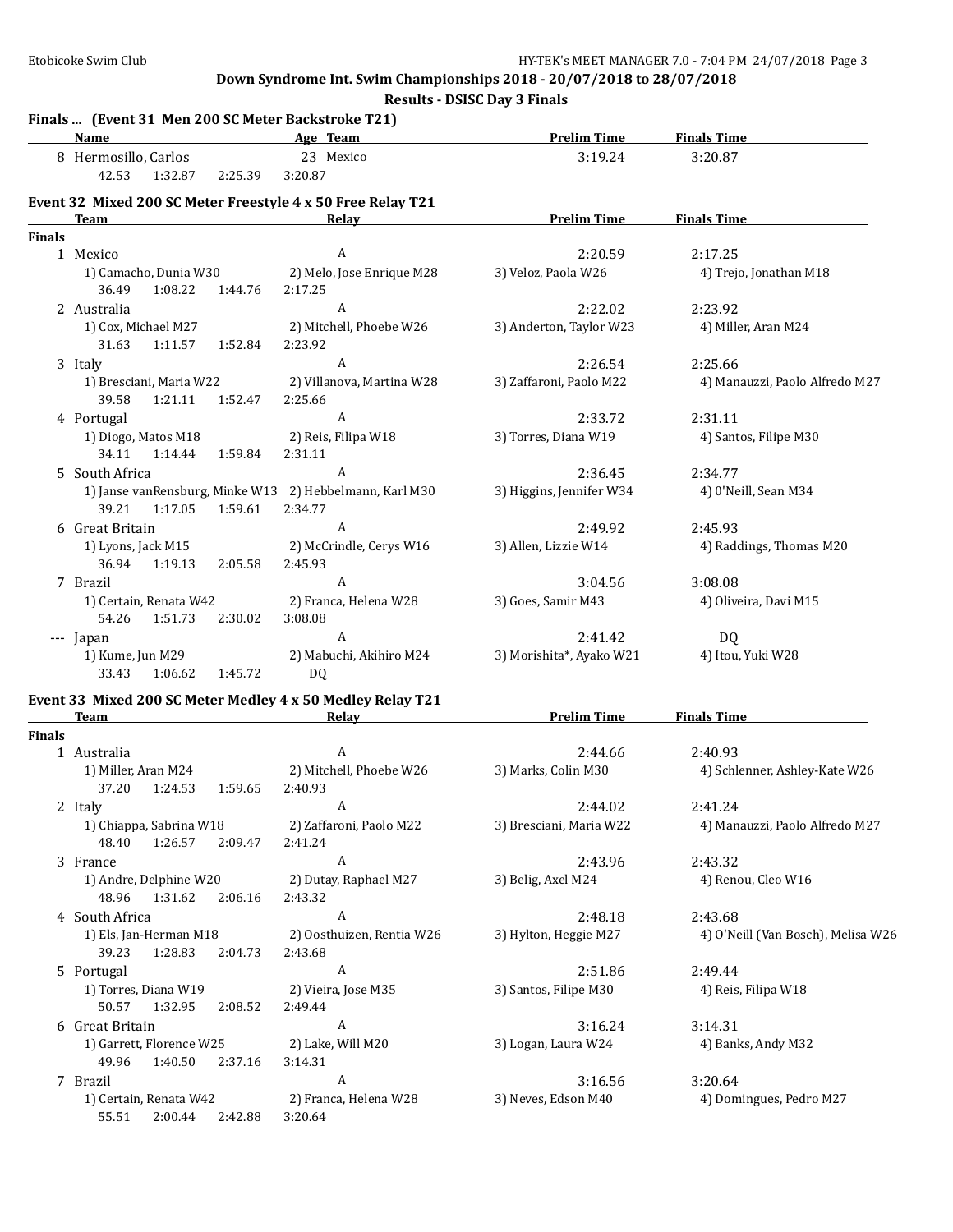# Down Syndrome Int. Swim Championships 2018 - 20/07/2018 to 28/07/2018

## Results - DSISC Day 3 Finals

### Finals ... (Event 31 Men 200 SC Meter Backstroke T21)

| | Name | Age | Team | Prelim Time | Finals Time |
|---|---|---|---|---|---|
| 8 | Hermosillo, Carlos | 23 | Mexico | 3:19.24 | 3:20.87 |
| | 42.53 1:32.87 2:25.39 3:20.87 | | | | |

### Event 32 Mixed 200 SC Meter Freestyle 4 x 50 Free Relay T21

**Finals**

| | Team | Relay | Prelim Time | Finals Time |
|---|---|---|---|---|
| 1 | Mexico | A | 2:20.59 | 2:17.25 |
| | 1) Camacho, Dunia W30; 2) Melo, Jose Enrique M28; 3) Veloz, Paola W26; 4) Trejo, Jonathan M18 | | | |
| | 36.49 1:08.22 1:44.76 2:17.25 | | | |
| 2 | Australia | A | 2:22.02 | 2:23.92 |
| | 1) Cox, Michael M27; 2) Mitchell, Phoebe W26; 3) Anderton, Taylor W23; 4) Miller, Aran M24 | | | |
| | 31.63 1:11.57 1:52.84 2:23.92 | | | |
| 3 | Italy | A | 2:26.54 | 2:25.66 |
| | 1) Bresciani, Maria W22; 2) Villanova, Martina W28; 3) Zaffaroni, Paolo M22; 4) Manauzzi, Paolo Alfredo M27 | | | |
| | 39.58 1:21.11 1:52.47 2:25.66 | | | |
| 4 | Portugal | A | 2:33.72 | 2:31.11 |
| | 1) Diogo, Matos M18; 2) Reis, Filipa W18; 3) Torres, Diana W19; 4) Santos, Filipe M30 | | | |
| | 34.11 1:14.44 1:59.84 2:31.11 | | | |
| 5 | South Africa | A | 2:36.45 | 2:34.77 |
| | 1) Janse vanRensburg, Minke W13; 2) Hebbelmann, Karl M30; 3) Higgins, Jennifer W34; 4) O'Neill, Sean M34 | | | |
| | 39.21 1:17.05 1:59.61 2:34.77 | | | |
| 6 | Great Britain | A | 2:49.92 | 2:45.93 |
| | 1) Lyons, Jack M15; 2) McCrindle, Cerys W16; 3) Allen, Lizzie W14; 4) Raddings, Thomas M20 | | | |
| | 36.94 1:19.13 2:05.58 2:45.93 | | | |
| 7 | Brazil | A | 3:04.56 | 3:08.08 |
| | 1) Certain, Renata W42; 2) Franca, Helena W28; 3) Goes, Samir M43; 4) Oliveira, Davi M15 | | | |
| | 54.26 1:51.73 2:30.02 3:08.08 | | | |
| --- | Japan | A | 2:41.42 | DQ |
| | 1) Kume, Jun M29; 2) Mabuchi, Akihiro M24; 3) Morishita*, Ayako W21; 4) Itou, Yuki W28 | | | |
| | 33.43 1:06.62 1:45.72 DQ | | | |

### Event 33 Mixed 200 SC Meter Medley 4 x 50 Medley Relay T21

**Finals**

| | Team | Relay | Prelim Time | Finals Time |
|---|---|---|---|---|
| 1 | Australia | A | 2:44.66 | 2:40.93 |
| | 1) Miller, Aran M24; 2) Mitchell, Phoebe W26; 3) Marks, Colin M30; 4) Schlenner, Ashley-Kate W26 | | | |
| | 37.20 1:24.53 1:59.65 2:40.93 | | | |
| 2 | Italy | A | 2:44.02 | 2:41.24 |
| | 1) Chiappa, Sabrina W18; 2) Zaffaroni, Paolo M22; 3) Bresciani, Maria W22; 4) Manauzzi, Paolo Alfredo M27 | | | |
| | 48.40 1:26.57 2:09.47 2:41.24 | | | |
| 3 | France | A | 2:43.96 | 2:43.32 |
| | 1) Andre, Delphine W20; 2) Dutay, Raphael M27; 3) Belig, Axel M24; 4) Renou, Cleo W16 | | | |
| | 48.96 1:31.62 2:06.16 2:43.32 | | | |
| 4 | South Africa | A | 2:48.18 | 2:43.68 |
| | 1) Els, Jan-Herman M18; 2) Oosthuizen, Rentia W26; 3) Hylton, Heggie M27; 4) O'Neill (Van Bosch), Melisa W26 | | | |
| | 39.23 1:28.83 2:04.73 2:43.68 | | | |
| 5 | Portugal | A | 2:51.86 | 2:49.44 |
| | 1) Torres, Diana W19; 2) Vieira, Jose M35; 3) Santos, Filipe M30; 4) Reis, Filipa W18 | | | |
| | 50.57 1:32.95 2:08.52 2:49.44 | | | |
| 6 | Great Britain | A | 3:16.24 | 3:14.31 |
| | 1) Garrett, Florence W25; 2) Lake, Will M20; 3) Logan, Laura W24; 4) Banks, Andy M32 | | | |
| | 49.96 1:40.50 2:37.16 3:14.31 | | | |
| 7 | Brazil | A | 3:16.56 | 3:20.64 |
| | 1) Certain, Renata W42; 2) Franca, Helena W28; 3) Neves, Edson M40; 4) Domingues, Pedro M27 | | | |
| | 55.51 2:00.44 2:42.88 3:20.64 | | | |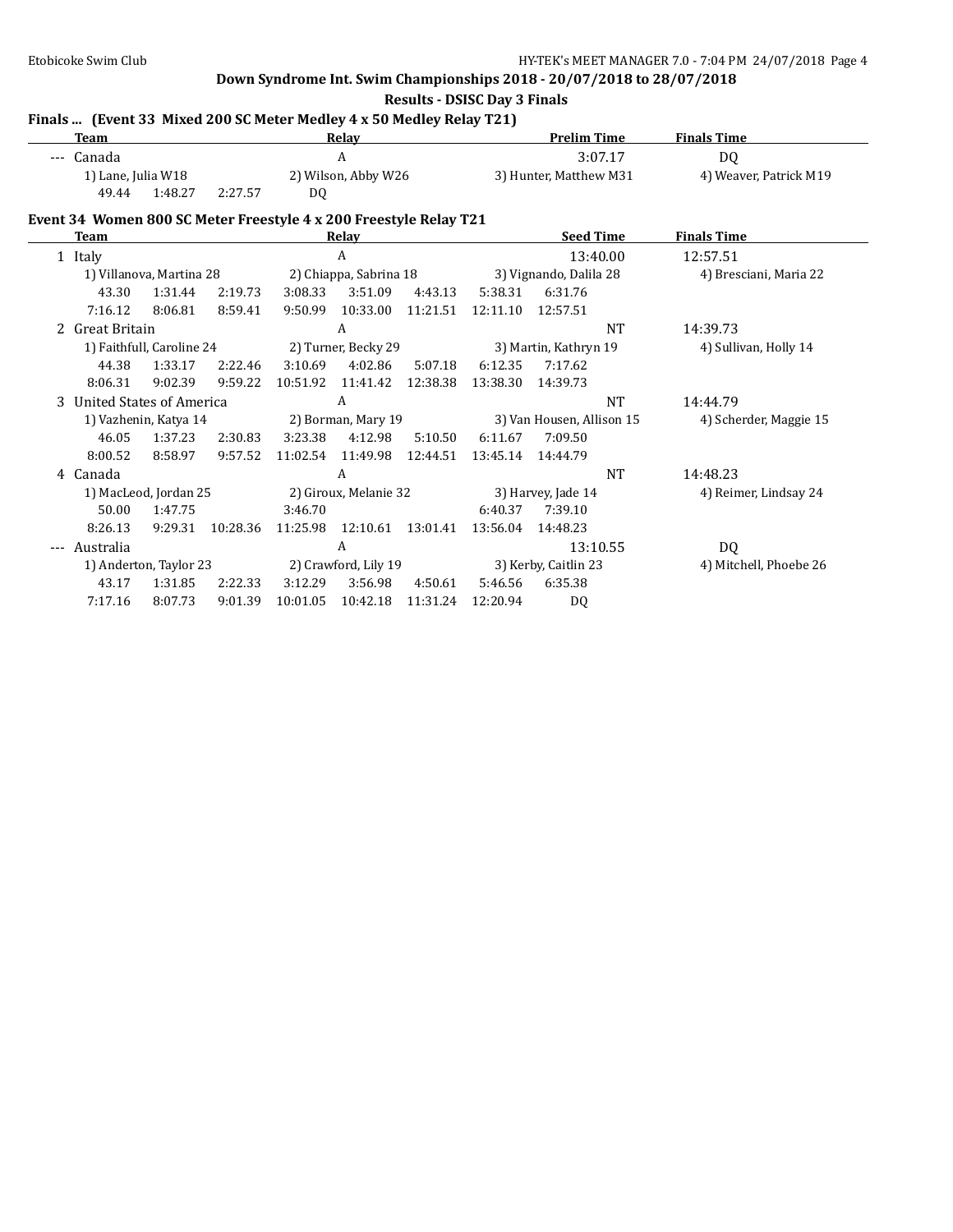Down Syndrome Int. Swim Championships 2018 - 20/07/2018 to 28/07/2018

Results - DSISC Day 3 Finals

## Finals ... (Event 33 Mixed 200 SC Meter Medley 4 x 50 Medley Relay T21)

| Team | Relay | Prelim Time | Finals Time |
|---|---|---|---|
| --- Canada | A | 3:07.17 | DQ |

1) Lane, Julia W18 — 2) Wilson, Abby W26 — 3) Hunter, Matthew M31 — 4) Weaver, Patrick M19

49.44 1:48.27 2:27.57 DQ

## Event 34 Women 800 SC Meter Freestyle 4 x 200 Freestyle Relay T21

| Team | Relay | Seed Time | Finals Time |
|---|---|---|---|
| 1 Italy | A | 13:40.00 | 12:57.51 |

1) Villanova, Martina 28 — 2) Chiappa, Sabrina 18 — 3) Vignando, Dalila 28 — 4) Bresciani, Maria 22

43.30 1:31.44 2:19.73 3:08.33 3:51.09 4:43.13 5:38.31 6:31.76
7:16.12 8:06.81 8:59.41 9:50.99 10:33.00 11:21.51 12:11.10 12:57.51

| Team | Relay | Seed Time | Finals Time |
|---|---|---|---|
| 2 Great Britain | A | NT | 14:39.73 |

1) Faithfull, Caroline 24 — 2) Turner, Becky 29 — 3) Martin, Kathryn 19 — 4) Sullivan, Holly 14

44.38 1:33.17 2:22.46 3:10.69 4:02.86 5:07.18 6:12.35 7:17.62
8:06.31 9:02.39 9:59.22 10:51.92 11:41.42 12:38.38 13:38.30 14:39.73

| Team | Relay | Seed Time | Finals Time |
|---|---|---|---|
| 3 United States of America | A | NT | 14:44.79 |

1) Vazhenin, Katya 14 — 2) Borman, Mary 19 — 3) Van Housen, Allison 15 — 4) Scherder, Maggie 15

46.05 1:37.23 2:30.83 3:23.38 4:12.98 5:10.50 6:11.67 7:09.50
8:00.52 8:58.97 9:57.52 11:02.54 11:49.98 12:44.51 13:45.14 14:44.79

| Team | Relay | Seed Time | Finals Time |
|---|---|---|---|
| 4 Canada | A | NT | 14:48.23 |

1) MacLeod, Jordan 25 — 2) Giroux, Melanie 32 — 3) Harvey, Jade 14 — 4) Reimer, Lindsay 24

50.00 1:47.75 3:46.70 6:40.37 7:39.10
8:26.13 9:29.31 10:28.36 11:25.98 12:10.61 13:01.41 13:56.04 14:48.23

| Team | Relay | Seed Time | Finals Time |
|---|---|---|---|
| --- Australia | A | 13:10.55 | DQ |

1) Anderton, Taylor 23 — 2) Crawford, Lily 19 — 3) Kerby, Caitlin 23 — 4) Mitchell, Phoebe 26

43.17 1:31.85 2:22.33 3:12.29 3:56.98 4:50.61 5:46.56 6:35.38
7:17.16 8:07.73 9:01.39 10:01.05 10:42.18 11:31.24 12:20.94 DQ